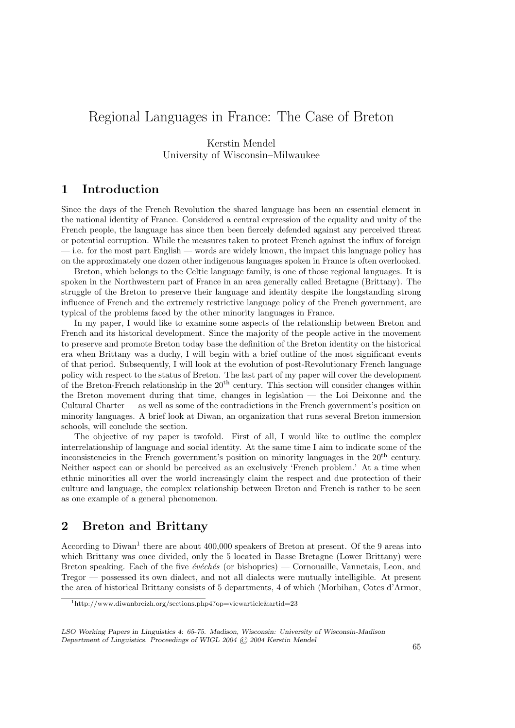# Regional Languages in France: The Case of Breton

Kerstin Mendel
University of Wisconsin–Milwaukee

## 1 Introduction

Since the days of the French Revolution the shared language has been an essential element in the national identity of France. Considered a central expression of the equality and unity of the French people, the language has since then been fiercely defended against any perceived threat or potential corruption. While the measures taken to protect French against the influx of foreign — i.e. for the most part English — words are widely known, the impact this language policy has on the approximately one dozen other indigenous languages spoken in France is often overlooked.

Breton, which belongs to the Celtic language family, is one of those regional languages. It is spoken in the Northwestern part of France in an area generally called Bretagne (Brittany). The struggle of the Breton to preserve their language and identity despite the longstanding strong influence of French and the extremely restrictive language policy of the French government, are typical of the problems faced by the other minority languages in France.

In my paper, I would like to examine some aspects of the relationship between Breton and French and its historical development. Since the majority of the people active in the movement to preserve and promote Breton today base the definition of the Breton identity on the historical era when Brittany was a duchy, I will begin with a brief outline of the most significant events of that period. Subsequently, I will look at the evolution of post-Revolutionary French language policy with respect to the status of Breton. The last part of my paper will cover the development of the Breton-French relationship in the 20th century. This section will consider changes within the Breton movement during that time, changes in legislation — the Loi Deixonne and the Cultural Charter — as well as some of the contradictions in the French government's position on minority languages. A brief look at Diwan, an organization that runs several Breton immersion schools, will conclude the section.

The objective of my paper is twofold. First of all, I would like to outline the complex interrelationship of language and social identity. At the same time I aim to indicate some of the inconsistencies in the French government's position on minority languages in the 20th century. Neither aspect can or should be perceived as an exclusively 'French problem.' At a time when ethnic minorities all over the world increasingly claim the respect and due protection of their culture and language, the complex relationship between Breton and French is rather to be seen as one example of a general phenomenon.

## 2 Breton and Brittany

According to Diwan[1] there are about 400,000 speakers of Breton at present. Of the 9 areas into which Brittany was once divided, only the 5 located in Basse Bretagne (Lower Brittany) were Breton speaking. Each of the five *évéchés* (or bishoprics) — Cornouaille, Vannetais, Leon, and Tregor — possessed its own dialect, and not all dialects were mutually intelligible. At present the area of historical Brittany consists of 5 departments, 4 of which (Morbihan, Cotes d'Armor,

[1] http://www.diwanbreizh.org/sections.php4?op=viewarticle&artid=23

*LSO Working Papers in Linguistics 4: 65-75. Madison, Wisconsin: University of Wisconsin-Madison Department of Linguistics. Proceedings of WIGL 2004 © 2004 Kerstin Mendel*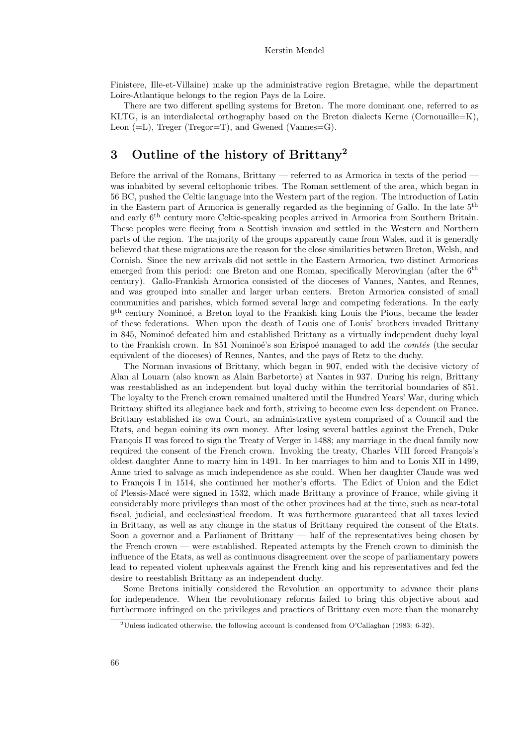Finistere, Ille-et-Villaine) make up the administrative region Bretagne, while the department Loire-Atlantique belongs to the region Pays de la Loire.

There are two different spelling systems for Breton. The more dominant one, referred to as KLTG, is an interdialectal orthography based on the Breton dialects Kerne (Cornouaille=K), Leon (=L), Treger (Tregor=T), and Gwened (Vannes=G).

## 3 Outline of the history of Brittany[2]

Before the arrival of the Romans, Brittany — referred to as Armorica in texts of the period — was inhabited by several celtophonic tribes. The Roman settlement of the area, which began in 56 BC, pushed the Celtic language into the Western part of the region. The introduction of Latin in the Eastern part of Armorica is generally regarded as the beginning of Gallo. In the late 5th and early 6th century more Celtic-speaking peoples arrived in Armorica from Southern Britain. These peoples were fleeing from a Scottish invasion and settled in the Western and Northern parts of the region. The majority of the groups apparently came from Wales, and it is generally believed that these migrations are the reason for the close similarities between Breton, Welsh, and Cornish. Since the new arrivals did not settle in the Eastern Armorica, two distinct Armoricas emerged from this period: one Breton and one Roman, specifically Merovingian (after the 6th century). Gallo-Frankish Armorica consisted of the dioceses of Vannes, Nantes, and Rennes, and was grouped into smaller and larger urban centers. Breton Armorica consisted of small communities and parishes, which formed several large and competing federations. In the early 9th century Nominoé, a Breton loyal to the Frankish king Louis the Pious, became the leader of these federations. When upon the death of Louis one of Louis' brothers invaded Brittany in 845, Nominoé defeated him and established Brittany as a virtually independent duchy loyal to the Frankish crown. In 851 Nominoé's son Erispoé managed to add the *comtés* (the secular equivalent of the dioceses) of Rennes, Nantes, and the pays of Retz to the duchy.

The Norman invasions of Brittany, which began in 907, ended with the decisive victory of Alan al Louarn (also known as Alain Barbetorte) at Nantes in 937. During his reign, Brittany was reestablished as an independent but loyal duchy within the territorial boundaries of 851. The loyalty to the French crown remained unaltered until the Hundred Years' War, during which Brittany shifted its allegiance back and forth, striving to become even less dependent on France. Brittany established its own Court, an administrative system comprised of a Council and the Etats, and began coining its own money. After losing several battles against the French, Duke François II was forced to sign the Treaty of Verger in 1488; any marriage in the ducal family now required the consent of the French crown. Invoking the treaty, Charles VIII forced François's oldest daughter Anne to marry him in 1491. In her marriages to him and to Louis XII in 1499, Anne tried to salvage as much independence as she could. When her daughter Claude was wed to François I in 1514, she continued her mother's efforts. The Edict of Union and the Edict of Plessis-Macé were signed in 1532, which made Brittany a province of France, while giving it considerably more privileges than most of the other provinces had at the time, such as near-total fiscal, judicial, and ecclesiastical freedom. It was furthermore guaranteed that all taxes levied in Brittany, as well as any change in the status of Brittany required the consent of the Etats. Soon a governor and a Parliament of Brittany — half of the representatives being chosen by the French crown — were established. Repeated attempts by the French crown to diminish the influence of the Etats, as well as continuous disagreement over the scope of parliamentary powers lead to repeated violent upheavals against the French king and his representatives and fed the desire to reestablish Brittany as an independent duchy.

Some Bretons initially considered the Revolution an opportunity to advance their plans for independence. When the revolutionary reforms failed to bring this objective about and furthermore infringed on the privileges and practices of Brittany even more than the monarchy

[2] Unless indicated otherwise, the following account is condensed from O'Callaghan (1983: 6-32).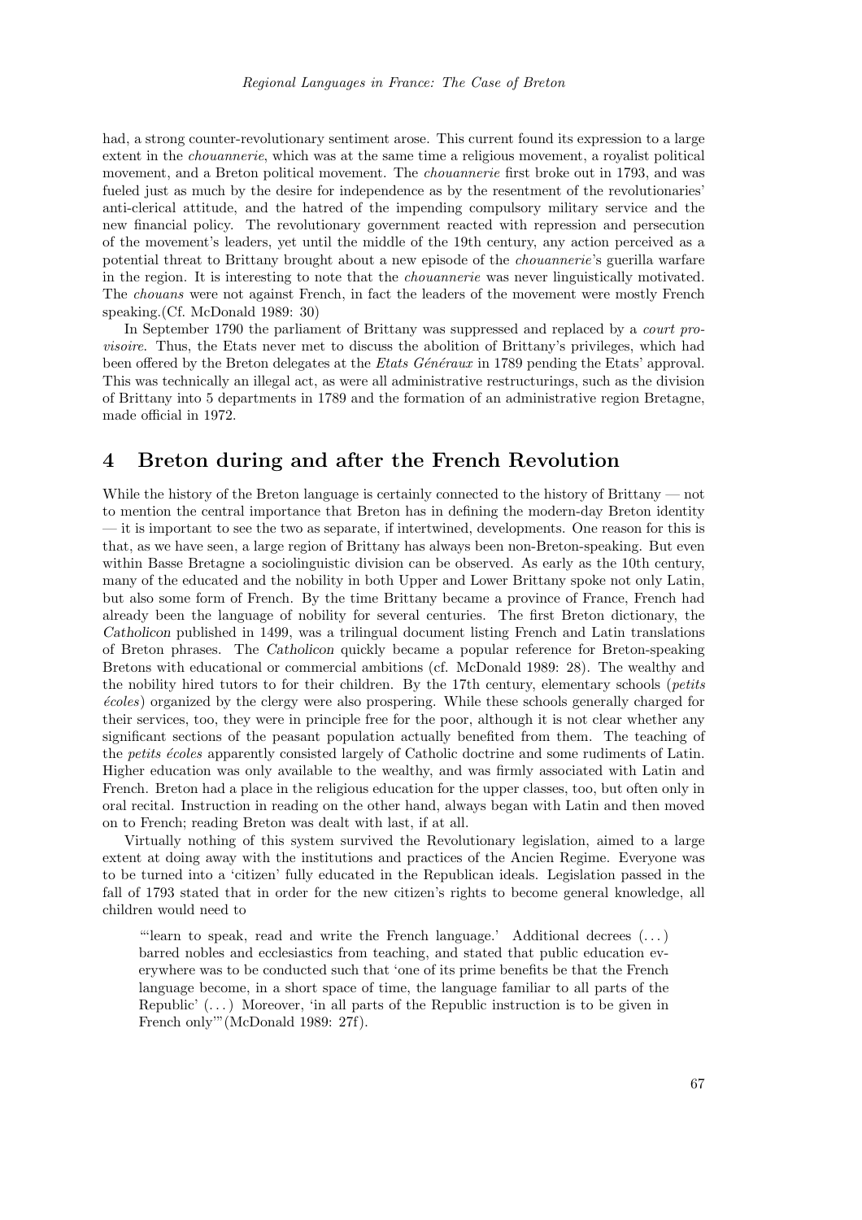had, a strong counter-revolutionary sentiment arose. This current found its expression to a large extent in the *chouannerie*, which was at the same time a religious movement, a royalist political movement, and a Breton political movement. The *chouannerie* first broke out in 1793, and was fueled just as much by the desire for independence as by the resentment of the revolutionaries' anti-clerical attitude, and the hatred of the impending compulsory military service and the new financial policy. The revolutionary government reacted with repression and persecution of the movement's leaders, yet until the middle of the 19th century, any action perceived as a potential threat to Brittany brought about a new episode of the *chouannerie*'s guerilla warfare in the region. It is interesting to note that the *chouannerie* was never linguistically motivated. The *chouans* were not against French, in fact the leaders of the movement were mostly French speaking.(Cf. McDonald 1989: 30)

In September 1790 the parliament of Brittany was suppressed and replaced by a *court provisoire*. Thus, the Etats never met to discuss the abolition of Brittany's privileges, which had been offered by the Breton delegates at the *Etats Généraux* in 1789 pending the Etats' approval. This was technically an illegal act, as were all administrative restructurings, such as the division of Brittany into 5 departments in 1789 and the formation of an administrative region Bretagne, made official in 1972.

## 4 Breton during and after the French Revolution

While the history of the Breton language is certainly connected to the history of Brittany — not to mention the central importance that Breton has in defining the modern-day Breton identity — it is important to see the two as separate, if intertwined, developments. One reason for this is that, as we have seen, a large region of Brittany has always been non-Breton-speaking. But even within Basse Bretagne a sociolinguistic division can be observed. As early as the 10th century, many of the educated and the nobility in both Upper and Lower Brittany spoke not only Latin, but also some form of French. By the time Brittany became a province of France, French had already been the language of nobility for several centuries. The first Breton dictionary, the *Catholicon* published in 1499, was a trilingual document listing French and Latin translations of Breton phrases. The *Catholicon* quickly became a popular reference for Breton-speaking Bretons with educational or commercial ambitions (cf. McDonald 1989: 28). The wealthy and the nobility hired tutors to for their children. By the 17th century, elementary schools (*petits écoles*) organized by the clergy were also prospering. While these schools generally charged for their services, too, they were in principle free for the poor, although it is not clear whether any significant sections of the peasant population actually benefited from them. The teaching of the *petits écoles* apparently consisted largely of Catholic doctrine and some rudiments of Latin. Higher education was only available to the wealthy, and was firmly associated with Latin and French. Breton had a place in the religious education for the upper classes, too, but often only in oral recital. Instruction in reading on the other hand, always began with Latin and then moved on to French; reading Breton was dealt with last, if at all.

Virtually nothing of this system survived the Revolutionary legislation, aimed to a large extent at doing away with the institutions and practices of the Ancien Regime. Everyone was to be turned into a 'citizen' fully educated in the Republican ideals. Legislation passed in the fall of 1793 stated that in order for the new citizen's rights to become general knowledge, all children would need to

> "'learn to speak, read and write the French language.' Additional decrees (...) barred nobles and ecclesiastics from teaching, and stated that public education everywhere was to be conducted such that 'one of its prime benefits be that the French language become, in a short space of time, the language familiar to all parts of the Republic' (...) Moreover, 'in all parts of the Republic instruction is to be given in French only'"(McDonald 1989: 27f).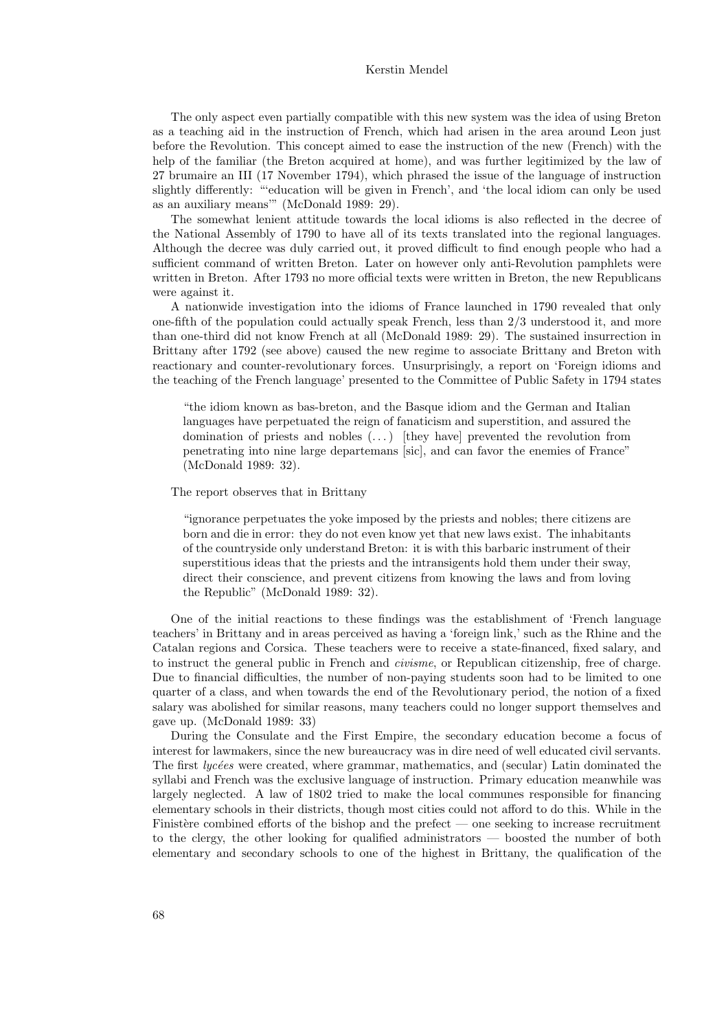The only aspect even partially compatible with this new system was the idea of using Breton as a teaching aid in the instruction of French, which had arisen in the area around Leon just before the Revolution. This concept aimed to ease the instruction of the new (French) with the help of the familiar (the Breton acquired at home), and was further legitimized by the law of 27 brumaire an III (17 November 1794), which phrased the issue of the language of instruction slightly differently: "'education will be given in French', and 'the local idiom can only be used as an auxiliary means'" (McDonald 1989: 29).

The somewhat lenient attitude towards the local idioms is also reflected in the decree of the National Assembly of 1790 to have all of its texts translated into the regional languages. Although the decree was duly carried out, it proved difficult to find enough people who had a sufficient command of written Breton. Later on however only anti-Revolution pamphlets were written in Breton. After 1793 no more official texts were written in Breton, the new Republicans were against it.

A nationwide investigation into the idioms of France launched in 1790 revealed that only one-fifth of the population could actually speak French, less than 2/3 understood it, and more than one-third did not know French at all (McDonald 1989: 29). The sustained insurrection in Brittany after 1792 (see above) caused the new regime to associate Brittany and Breton with reactionary and counter-revolutionary forces. Unsurprisingly, a report on 'Foreign idioms and the teaching of the French language' presented to the Committee of Public Safety in 1794 states

> "the idiom known as bas-breton, and the Basque idiom and the German and Italian languages have perpetuated the reign of fanaticism and superstition, and assured the domination of priests and nobles (. . . ) [they have] prevented the revolution from penetrating into nine large departemans [sic], and can favor the enemies of France" (McDonald 1989: 32).

The report observes that in Brittany

> "ignorance perpetuates the yoke imposed by the priests and nobles; there citizens are born and die in error: they do not even know yet that new laws exist. The inhabitants of the countryside only understand Breton: it is with this barbaric instrument of their superstitious ideas that the priests and the intransigents hold them under their sway, direct their conscience, and prevent citizens from knowing the laws and from loving the Republic" (McDonald 1989: 32).

One of the initial reactions to these findings was the establishment of 'French language teachers' in Brittany and in areas perceived as having a 'foreign link,' such as the Rhine and the Catalan regions and Corsica. These teachers were to receive a state-financed, fixed salary, and to instruct the general public in French and *civisme*, or Republican citizenship, free of charge. Due to financial difficulties, the number of non-paying students soon had to be limited to one quarter of a class, and when towards the end of the Revolutionary period, the notion of a fixed salary was abolished for similar reasons, many teachers could no longer support themselves and gave up. (McDonald 1989: 33)

During the Consulate and the First Empire, the secondary education become a focus of interest for lawmakers, since the new bureaucracy was in dire need of well educated civil servants. The first *lycées* were created, where grammar, mathematics, and (secular) Latin dominated the syllabi and French was the exclusive language of instruction. Primary education meanwhile was largely neglected. A law of 1802 tried to make the local communes responsible for financing elementary schools in their districts, though most cities could not afford to do this. While in the Finistère combined efforts of the bishop and the prefect — one seeking to increase recruitment to the clergy, the other looking for qualified administrators — boosted the number of both elementary and secondary schools to one of the highest in Brittany, the qualification of the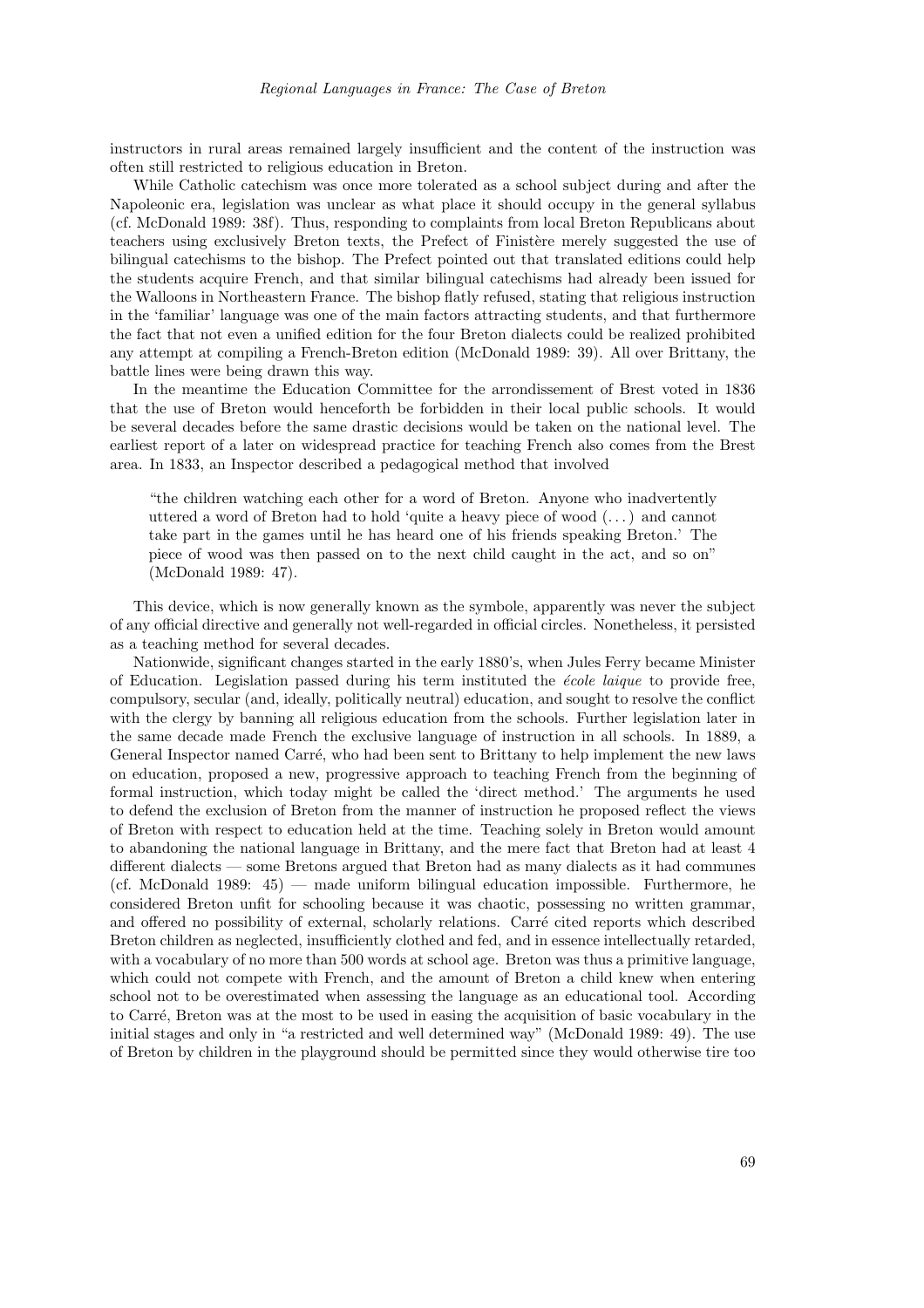instructors in rural areas remained largely insufficient and the content of the instruction was often still restricted to religious education in Breton.

While Catholic catechism was once more tolerated as a school subject during and after the Napoleonic era, legislation was unclear as what place it should occupy in the general syllabus (cf. McDonald 1989: 38f). Thus, responding to complaints from local Breton Republicans about teachers using exclusively Breton texts, the Prefect of Finistère merely suggested the use of bilingual catechisms to the bishop. The Prefect pointed out that translated editions could help the students acquire French, and that similar bilingual catechisms had already been issued for the Walloons in Northeastern France. The bishop flatly refused, stating that religious instruction in the 'familiar' language was one of the main factors attracting students, and that furthermore the fact that not even a unified edition for the four Breton dialects could be realized prohibited any attempt at compiling a French-Breton edition (McDonald 1989: 39). All over Brittany, the battle lines were being drawn this way.

In the meantime the Education Committee for the arrondissement of Brest voted in 1836 that the use of Breton would henceforth be forbidden in their local public schools. It would be several decades before the same drastic decisions would be taken on the national level. The earliest report of a later on widespread practice for teaching French also comes from the Brest area. In 1833, an Inspector described a pedagogical method that involved

> "the children watching each other for a word of Breton. Anyone who inadvertently uttered a word of Breton had to hold 'quite a heavy piece of wood (...) and cannot take part in the games until he has heard one of his friends speaking Breton.' The piece of wood was then passed on to the next child caught in the act, and so on" (McDonald 1989: 47).

This device, which is now generally known as the symbole, apparently was never the subject of any official directive and generally not well-regarded in official circles. Nonetheless, it persisted as a teaching method for several decades.

Nationwide, significant changes started in the early 1880's, when Jules Ferry became Minister of Education. Legislation passed during his term instituted the *école laique* to provide free, compulsory, secular (and, ideally, politically neutral) education, and sought to resolve the conflict with the clergy by banning all religious education from the schools. Further legislation later in the same decade made French the exclusive language of instruction in all schools. In 1889, a General Inspector named Carré, who had been sent to Brittany to help implement the new laws on education, proposed a new, progressive approach to teaching French from the beginning of formal instruction, which today might be called the 'direct method.' The arguments he used to defend the exclusion of Breton from the manner of instruction he proposed reflect the views of Breton with respect to education held at the time. Teaching solely in Breton would amount to abandoning the national language in Brittany, and the mere fact that Breton had at least 4 different dialects — some Bretons argued that Breton had as many dialects as it had communes (cf. McDonald 1989: 45) — made uniform bilingual education impossible. Furthermore, he considered Breton unfit for schooling because it was chaotic, possessing no written grammar, and offered no possibility of external, scholarly relations. Carré cited reports which described Breton children as neglected, insufficiently clothed and fed, and in essence intellectually retarded, with a vocabulary of no more than 500 words at school age. Breton was thus a primitive language, which could not compete with French, and the amount of Breton a child knew when entering school not to be overestimated when assessing the language as an educational tool. According to Carré, Breton was at the most to be used in easing the acquisition of basic vocabulary in the initial stages and only in "a restricted and well determined way" (McDonald 1989: 49). The use of Breton by children in the playground should be permitted since they would otherwise tire too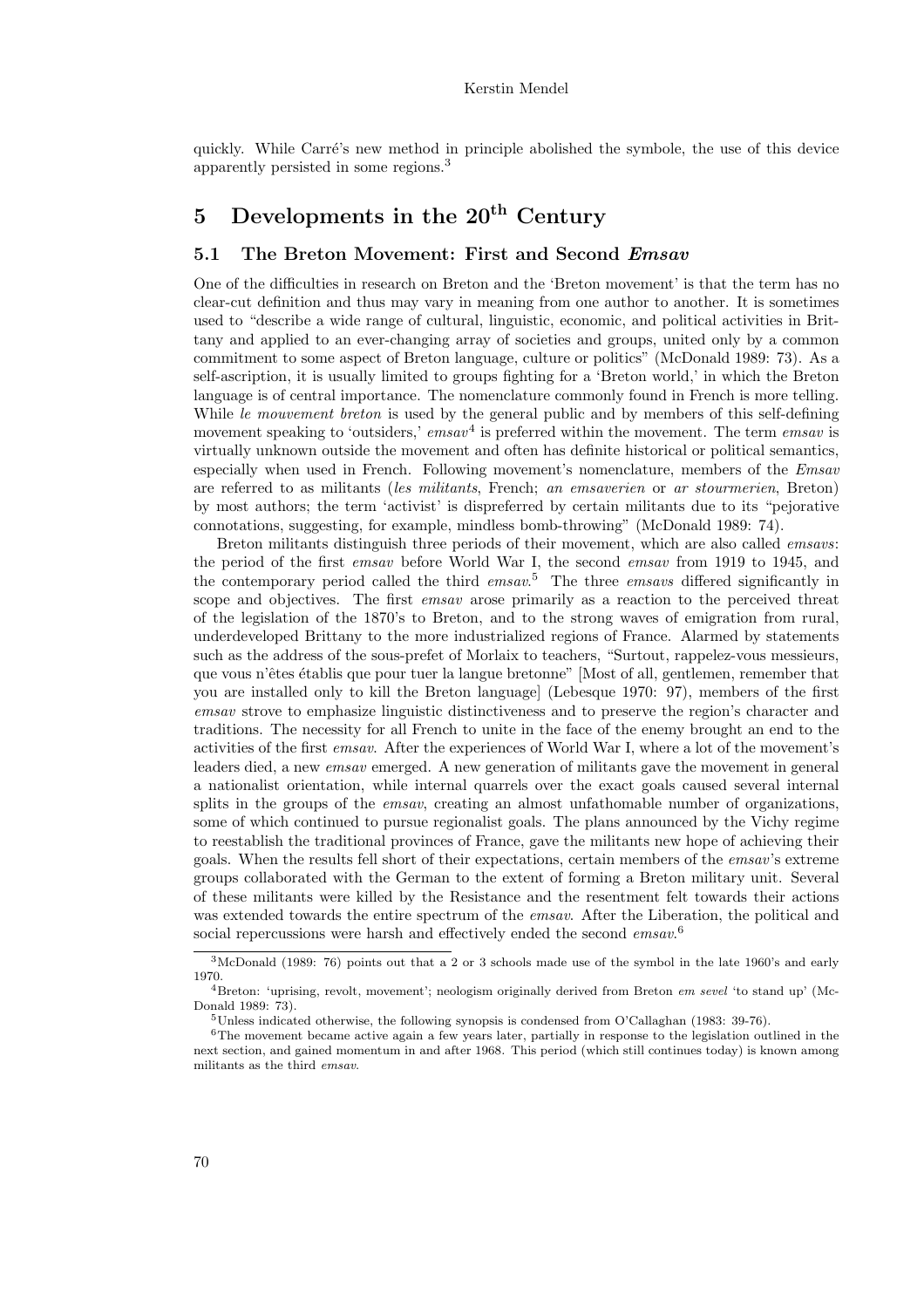quickly. While Carré's new method in principle abolished the symbole, the use of this device apparently persisted in some regions.[3]

## 5 Developments in the 20th Century

### 5.1 The Breton Movement: First and Second *Emsav*

One of the difficulties in research on Breton and the 'Breton movement' is that the term has no clear-cut definition and thus may vary in meaning from one author to another. It is sometimes used to "describe a wide range of cultural, linguistic, economic, and political activities in Brittany and applied to an ever-changing array of societies and groups, united only by a common commitment to some aspect of Breton language, culture or politics" (McDonald 1989: 73). As a self-ascription, it is usually limited to groups fighting for a 'Breton world,' in which the Breton language is of central importance. The nomenclature commonly found in French is more telling. While *le mouvement breton* is used by the general public and by members of this self-defining movement speaking to 'outsiders,' *emsav*[4] is preferred within the movement. The term *emsav* is virtually unknown outside the movement and often has definite historical or political semantics, especially when used in French. Following movement's nomenclature, members of the *Emsav* are referred to as militants (*les militants*, French; *an emsaverien* or *ar stourmerien*, Breton) by most authors; the term 'activist' is dispreferred by certain militants due to its "pejorative connotations, suggesting, for example, mindless bomb-throwing" (McDonald 1989: 74).

Breton militants distinguish three periods of their movement, which are also called *emsavs*: the period of the first *emsav* before World War I, the second *emsav* from 1919 to 1945, and the contemporary period called the third *emsav*.[5] The three *emsavs* differed significantly in scope and objectives. The first *emsav* arose primarily as a reaction to the perceived threat of the legislation of the 1870's to Breton, and to the strong waves of emigration from rural, underdeveloped Brittany to the more industrialized regions of France. Alarmed by statements such as the address of the sous-prefet of Morlaix to teachers, "Surtout, rappelez-vous messieurs, que vous n'êtes établis que pour tuer la langue bretonne" [Most of all, gentlemen, remember that you are installed only to kill the Breton language] (Lebesque 1970: 97), members of the first *emsav* strove to emphasize linguistic distinctiveness and to preserve the region's character and traditions. The necessity for all French to unite in the face of the enemy brought an end to the activities of the first *emsav*. After the experiences of World War I, where a lot of the movement's leaders died, a new *emsav* emerged. A new generation of militants gave the movement in general a nationalist orientation, while internal quarrels over the exact goals caused several internal splits in the groups of the *emsav*, creating an almost unfathomable number of organizations, some of which continued to pursue regionalist goals. The plans announced by the Vichy regime to reestablish the traditional provinces of France, gave the militants new hope of achieving their goals. When the results fell short of their expectations, certain members of the *emsav*'s extreme groups collaborated with the German to the extent of forming a Breton military unit. Several of these militants were killed by the Resistance and the resentment felt towards their actions was extended towards the entire spectrum of the *emsav*. After the Liberation, the political and social repercussions were harsh and effectively ended the second *emsav*.[6]

---

[3] McDonald (1989: 76) points out that a 2 or 3 schools made use of the symbol in the late 1960's and early 1970.

[4] Breton: 'uprising, revolt, movement'; neologism originally derived from Breton *em sevel* 'to stand up' (McDonald 1989: 73).

[5] Unless indicated otherwise, the following synopsis is condensed from O'Callaghan (1983: 39-76).

[6] The movement became active again a few years later, partially in response to the legislation outlined in the next section, and gained momentum in and after 1968. This period (which still continues today) is known among militants as the third *emsav*.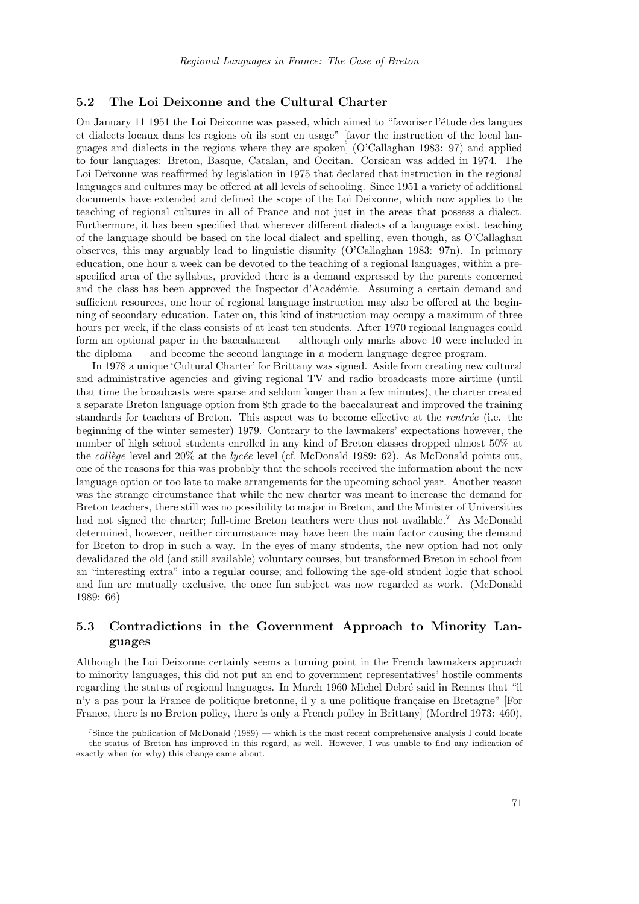### 5.2 The Loi Deixonne and the Cultural Charter

On January 11 1951 the Loi Deixonne was passed, which aimed to "favoriser l'étude des langues et dialects locaux dans les regions où ils sont en usage" [favor the instruction of the local languages and dialects in the regions where they are spoken] (O'Callaghan 1983: 97) and applied to four languages: Breton, Basque, Catalan, and Occitan. Corsican was added in 1974. The Loi Deixonne was reaffirmed by legislation in 1975 that declared that instruction in the regional languages and cultures may be offered at all levels of schooling. Since 1951 a variety of additional documents have extended and defined the scope of the Loi Deixonne, which now applies to the teaching of regional cultures in all of France and not just in the areas that possess a dialect. Furthermore, it has been specified that wherever different dialects of a language exist, teaching of the language should be based on the local dialect and spelling, even though, as O'Callaghan observes, this may arguably lead to linguistic disunity (O'Callaghan 1983: 97n). In primary education, one hour a week can be devoted to the teaching of a regional languages, within a prespecified area of the syllabus, provided there is a demand expressed by the parents concerned and the class has been approved the Inspector d'Académie. Assuming a certain demand and sufficient resources, one hour of regional language instruction may also be offered at the beginning of secondary education. Later on, this kind of instruction may occupy a maximum of three hours per week, if the class consists of at least ten students. After 1970 regional languages could form an optional paper in the baccalaureat — although only marks above 10 were included in the diploma — and become the second language in a modern language degree program.

In 1978 a unique 'Cultural Charter' for Brittany was signed. Aside from creating new cultural and administrative agencies and giving regional TV and radio broadcasts more airtime (until that time the broadcasts were sparse and seldom longer than a few minutes), the charter created a separate Breton language option from 8th grade to the baccalaureat and improved the training standards for teachers of Breton. This aspect was to become effective at the *rentrée* (i.e. the beginning of the winter semester) 1979. Contrary to the lawmakers' expectations however, the number of high school students enrolled in any kind of Breton classes dropped almost 50% at the *collège* level and 20% at the *lycée* level (cf. McDonald 1989: 62). As McDonald points out, one of the reasons for this was probably that the schools received the information about the new language option or too late to make arrangements for the upcoming school year. Another reason was the strange circumstance that while the new charter was meant to increase the demand for Breton teachers, there still was no possibility to major in Breton, and the Minister of Universities had not signed the charter; full-time Breton teachers were thus not available.[7] As McDonald determined, however, neither circumstance may have been the main factor causing the demand for Breton to drop in such a way. In the eyes of many students, the new option had not only devalidated the old (and still available) voluntary courses, but transformed Breton in school from an "interesting extra" into a regular course; and following the age-old student logic that school and fun are mutually exclusive, the once fun subject was now regarded as work. (McDonald 1989: 66)

### 5.3 Contradictions in the Government Approach to Minority Languages

Although the Loi Deixonne certainly seems a turning point in the French lawmakers approach to minority languages, this did not put an end to government representatives' hostile comments regarding the status of regional languages. In March 1960 Michel Debré said in Rennes that "il n'y a pas pour la France de politique bretonne, il y a une politique française en Bretagne" [For France, there is no Breton policy, there is only a French policy in Brittany] (Mordrel 1973: 460),

[7] Since the publication of McDonald (1989) — which is the most recent comprehensive analysis I could locate — the status of Breton has improved in this regard, as well. However, I was unable to find any indication of exactly when (or why) this change came about.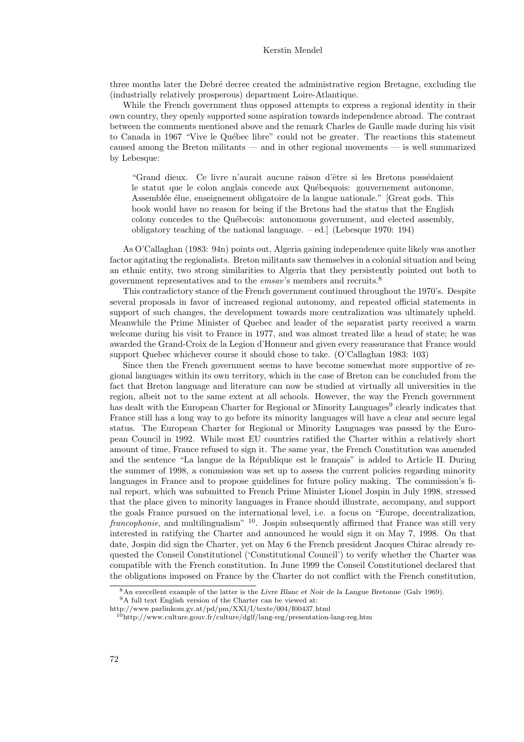three months later the Debré decree created the administrative region Bretagne, excluding the (industrially relatively prosperous) department Loire-Atlantique.

While the French government thus opposed attempts to express a regional identity in their own country, they openly supported some aspiration towards independence abroad. The contrast between the comments mentioned above and the remark Charles de Gaulle made during his visit to Canada in 1967 "Vive le Québec libre" could not be greater. The reactions this statement caused among the Breton militants — and in other regional movements — is well summarized by Lebesque:

> "Grand dieux. Ce livre n'aurait aucune raison d'être si les Bretons possédaient le statut que le colon anglais concede aux Québequois: gouvernement autonome, Assemblée élue, enseignement obligatoire de la langue nationale." [Great gods. This book would have no reason for being if the Bretons had the status that the English colony concedes to the Québecois: autonomous government, and elected assembly, obligatory teaching of the national language. – ed.] (Lebesque 1970: 194)

As O'Callaghan (1983: 94n) points out, Algeria gaining independence quite likely was another factor agitating the regionalists. Breton militants saw themselves in a colonial situation and being an ethnic entity, two strong similarities to Algeria that they persistently pointed out both to government representatives and to the *emsav*'s members and recruits.[8]

This contradictory stance of the French government continued throughout the 1970's. Despite several proposals in favor of increased regional autonomy, and repeated official statements in support of such changes, the development towards more centralization was ultimately upheld. Meanwhile the Prime Minister of Quebec and leader of the separatist party received a warm welcome during his visit to France in 1977, and was almost treated like a head of state; he was awarded the Grand-Croix de la Legion d'Honneur and given every reassurance that France would support Quebec whichever course it should chose to take. (O'Callaghan 1983: 103)

Since then the French government seems to have become somewhat more supportive of regional languages within its own territory, which in the case of Breton can be concluded from the fact that Breton language and literature can now be studied at virtually all universities in the region, albeit not to the same extent at all schools. However, the way the French government has dealt with the European Charter for Regional or Minority Languages[9] clearly indicates that France still has a long way to go before its minority languages will have a clear and secure legal status. The European Charter for Regional or Minority Languages was passed by the European Council in 1992. While most EU countries ratified the Charter within a relatively short amount of time, France refused to sign it. The same year, the French Constitution was amended and the sentence "La langue de la République est le français" is added to Article II. During the summer of 1998, a commission was set up to assess the current policies regarding minority languages in France and to propose guidelines for future policy making. The commission's final report, which was submitted to French Prime Minister Lionel Jospin in July 1998, stressed that the place given to minority languages in France should illustrate, accompany, and support the goals France pursued on the international level, i.e. a focus on "Europe, decentralization, *francophonie*, and multilingualism" [10]. Jospin subsequently affirmed that France was still very interested in ratifying the Charter and announced he would sign it on May 7, 1998. On that date, Jospin did sign the Charter, yet on May 6 the French president Jacques Chirac already requested the Conseil Constitutionel ('Constitutional Council') to verify whether the Charter was compatible with the French constitution. In June 1999 the Conseil Constitutionel declared that the obligations imposed on France by the Charter do not conflict with the French constitution,

[8] An execellent example of the latter is the *Livre Blanc et Noir de la Langue Bretonne* (Galv 1969).

[9] A full text English version of the Charter can be viewed at: http://www.parlinkom.gv.at/pd/pm/XXI/I/texte/004/I00437.html

[10] http://www.culture.gouv.fr/culture/dglf/lang-reg/presentation-lang-reg.htm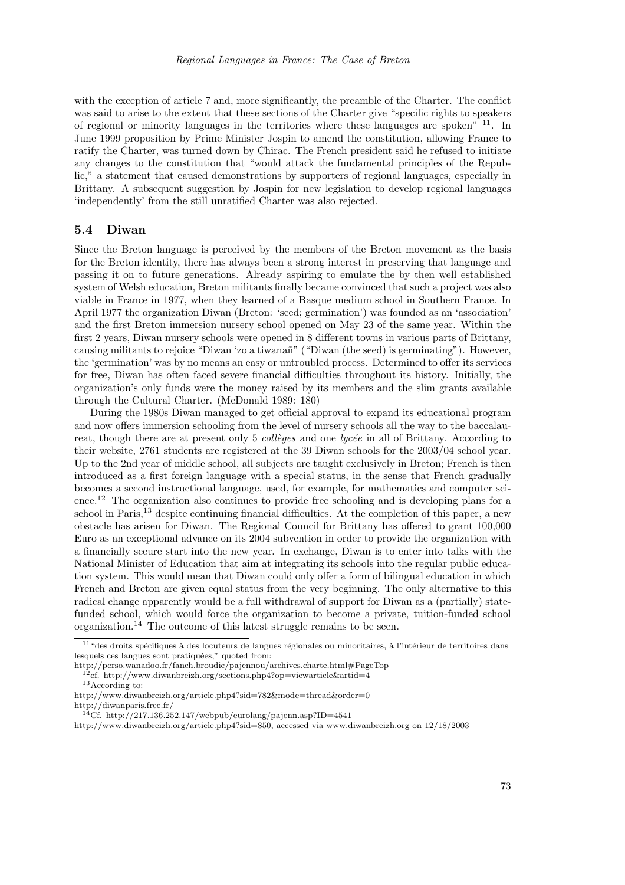with the exception of article 7 and, more significantly, the preamble of the Charter. The conflict was said to arise to the extent that these sections of the Charter give "specific rights to speakers of regional or minority languages in the territories where these languages are spoken" [11]. In June 1999 proposition by Prime Minister Jospin to amend the constitution, allowing France to ratify the Charter, was turned down by Chirac. The French president said he refused to initiate any changes to the constitution that "would attack the fundamental principles of the Republic," a statement that caused demonstrations by supporters of regional languages, especially in Brittany. A subsequent suggestion by Jospin for new legislation to develop regional languages 'independently' from the still unratified Charter was also rejected.

## 5.4 Diwan

Since the Breton language is perceived by the members of the Breton movement as the basis for the Breton identity, there has always been a strong interest in preserving that language and passing it on to future generations. Already aspiring to emulate the by then well established system of Welsh education, Breton militants finally became convinced that such a project was also viable in France in 1977, when they learned of a Basque medium school in Southern France. In April 1977 the organization Diwan (Breton: 'seed; germination') was founded as an 'association' and the first Breton immersion nursery school opened on May 23 of the same year. Within the first 2 years, Diwan nursery schools were opened in 8 different towns in various parts of Brittany, causing militants to rejoice "Diwan 'zo a tiwanañ" ("Diwan (the seed) is germinating"). However, the 'germination' was by no means an easy or untroubled process. Determined to offer its services for free, Diwan has often faced severe financial difficulties throughout its history. Initially, the organization's only funds were the money raised by its members and the slim grants available through the Cultural Charter. (McDonald 1989: 180)

During the 1980s Diwan managed to get official approval to expand its educational program and now offers immersion schooling from the level of nursery schools all the way to the baccalaureat, though there are at present only 5 *collèges* and one *lycée* in all of Brittany. According to their website, 2761 students are registered at the 39 Diwan schools for the 2003/04 school year. Up to the 2nd year of middle school, all subjects are taught exclusively in Breton; French is then introduced as a first foreign language with a special status, in the sense that French gradually becomes a second instructional language, used, for example, for mathematics and computer science.[12] The organization also continues to provide free schooling and is developing plans for a school in Paris,[13] despite continuing financial difficulties. At the completion of this paper, a new obstacle has arisen for Diwan. The Regional Council for Brittany has offered to grant 100,000 Euro as an exceptional advance on its 2004 subvention in order to provide the organization with a financially secure start into the new year. In exchange, Diwan is to enter into talks with the National Minister of Education that aim at integrating its schools into the regular public education system. This would mean that Diwan could only offer a form of bilingual education in which French and Breton are given equal status from the very beginning. The only alternative to this radical change apparently would be a full withdrawal of support for Diwan as a (partially) state-funded school, which would force the organization to become a private, tuition-funded school organization.[14] The outcome of this latest struggle remains to be seen.

---

[11] "des droits spécifiques à des locuteurs de langues régionales ou minoritaires, à l'intérieur de territoires dans lesquels ces langues sont pratiquées," quoted from:
http://perso.wanadoo.fr/fanch.broudic/pajennou/archives.charte.html#PageTop

[12] cf. http://www.diwanbreizh.org/sections.php4?op=viewarticle&artid=4

[13] According to:
http://www.diwanbreizh.org/article.php4?sid=782&mode=thread&order=0
http://diwanparis.free.fr/

[14] Cf. http://217.136.252.147/webpub/eurolang/pajenn.asp?ID=4541
http://www.diwanbreizh.org/article.php4?sid=850, accessed via www.diwanbreizh.org on 12/18/2003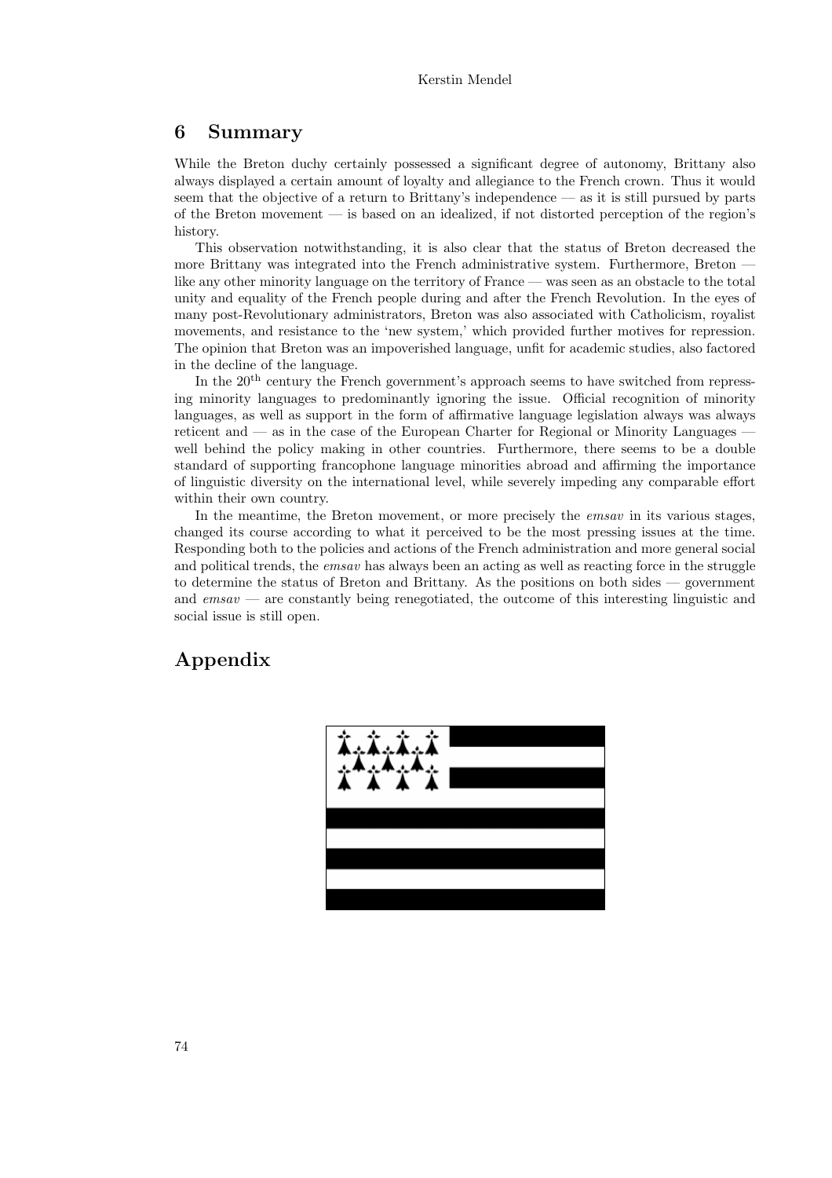## 6 Summary

While the Breton duchy certainly possessed a significant degree of autonomy, Brittany also always displayed a certain amount of loyalty and allegiance to the French crown. Thus it would seem that the objective of a return to Brittany's independence — as it is still pursued by parts of the Breton movement — is based on an idealized, if not distorted perception of the region's history.

This observation notwithstanding, it is also clear that the status of Breton decreased the more Brittany was integrated into the French administrative system. Furthermore, Breton — like any other minority language on the territory of France — was seen as an obstacle to the total unity and equality of the French people during and after the French Revolution. In the eyes of many post-Revolutionary administrators, Breton was also associated with Catholicism, royalist movements, and resistance to the 'new system,' which provided further motives for repression. The opinion that Breton was an impoverished language, unfit for academic studies, also factored in the decline of the language.

In the 20th century the French government's approach seems to have switched from repressing minority languages to predominantly ignoring the issue. Official recognition of minority languages, as well as support in the form of affirmative language legislation always was always reticent and — as in the case of the European Charter for Regional or Minority Languages — well behind the policy making in other countries. Furthermore, there seems to be a double standard of supporting francophone language minorities abroad and affirming the importance of linguistic diversity on the international level, while severely impeding any comparable effort within their own country.

In the meantime, the Breton movement, or more precisely the *emsav* in its various stages, changed its course according to what it perceived to be the most pressing issues at the time. Responding both to the policies and actions of the French administration and more general social and political trends, the *emsav* has always been an acting as well as reacting force in the struggle to determine the status of Breton and Brittany. As the positions on both sides — government and *emsav* — are constantly being renegotiated, the outcome of this interesting linguistic and social issue is still open.

## Appendix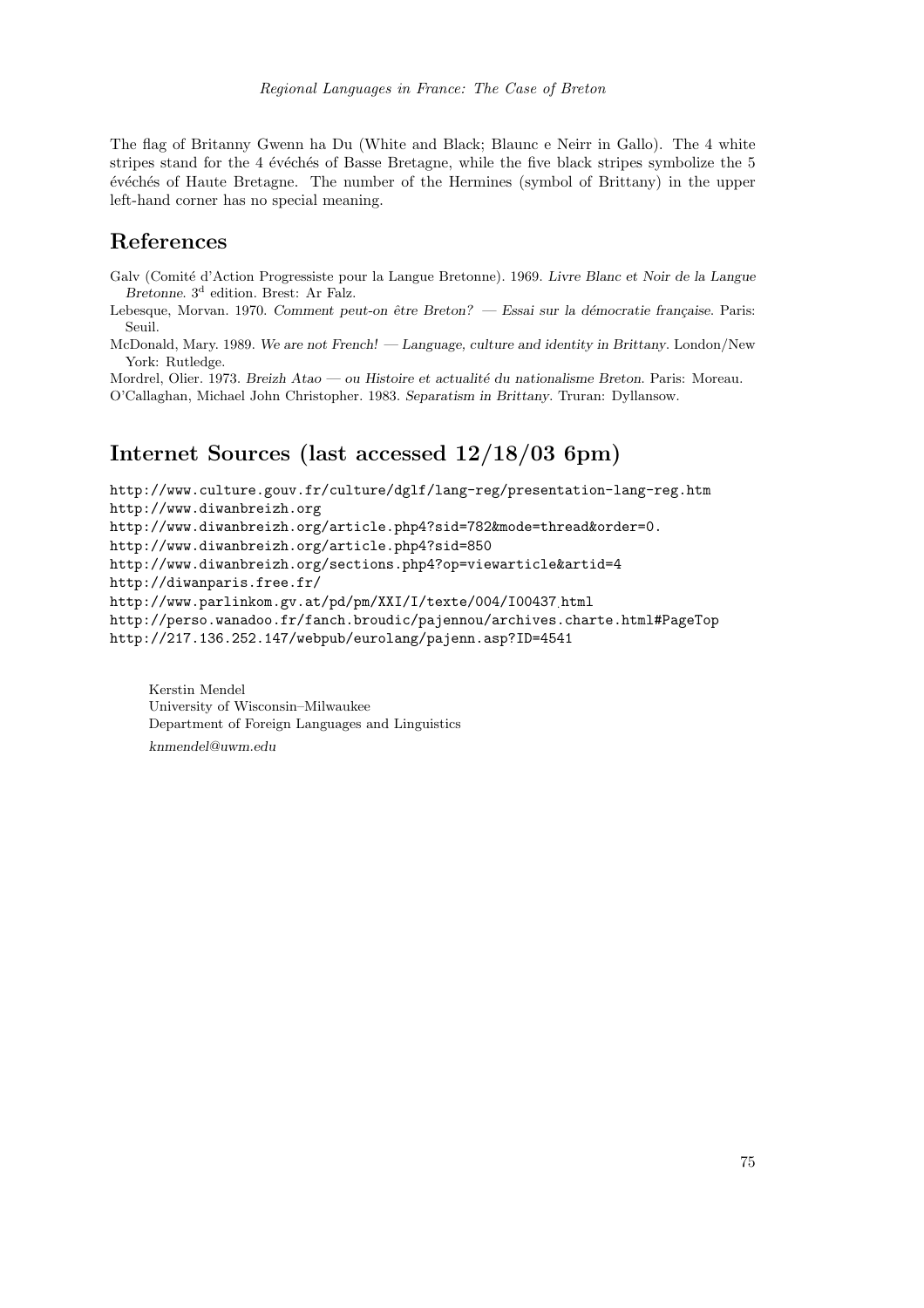The flag of Britanny Gwenn ha Du (White and Black; Blaunc e Neirr in Gallo). The 4 white stripes stand for the 4 évéchés of Basse Bretagne, while the five black stripes symbolize the 5 évéchés of Haute Bretagne. The number of the Hermines (symbol of Brittany) in the upper left-hand corner has no special meaning.

## References

Galv (Comité d'Action Progressiste pour la Langue Bretonne). 1969. *Livre Blanc et Noir de la Langue Bretonne*. 3^d edition. Brest: Ar Falz.

Lebesque, Morvan. 1970. *Comment peut-on être Breton? — Essai sur la démocratie française*. Paris: Seuil.

McDonald, Mary. 1989. *We are not French! — Language, culture and identity in Brittany*. London/New York: Rutledge.

Mordrel, Olier. 1973. *Breizh Atao — ou Histoire et actualité du nationalisme Breton*. Paris: Moreau.

O'Callaghan, Michael John Christopher. 1983. *Separatism in Brittany*. Truran: Dyllansow.

## Internet Sources (last accessed 12/18/03 6pm)

http://www.culture.gouv.fr/culture/dglf/lang-reg/presentation-lang-reg.htm
http://www.diwanbreizh.org
http://www.diwanbreizh.org/article.php4?sid=782&mode=thread&order=0.
http://www.diwanbreizh.org/article.php4?sid=850
http://www.diwanbreizh.org/sections.php4?op=viewarticle&artid=4
http://diwanparis.free.fr/
http://www.parlinkom.gv.at/pd/pm/XXI/I/texte/004/I00437.html
http://perso.wanadoo.fr/fanch.broudic/pajennou/archives.charte.html#PageTop
http://217.136.252.147/webpub/eurolang/pajenn.asp?ID=4541

Kerstin Mendel
University of Wisconsin–Milwaukee
Department of Foreign Languages and Linguistics
*knmendel@uwm.edu*